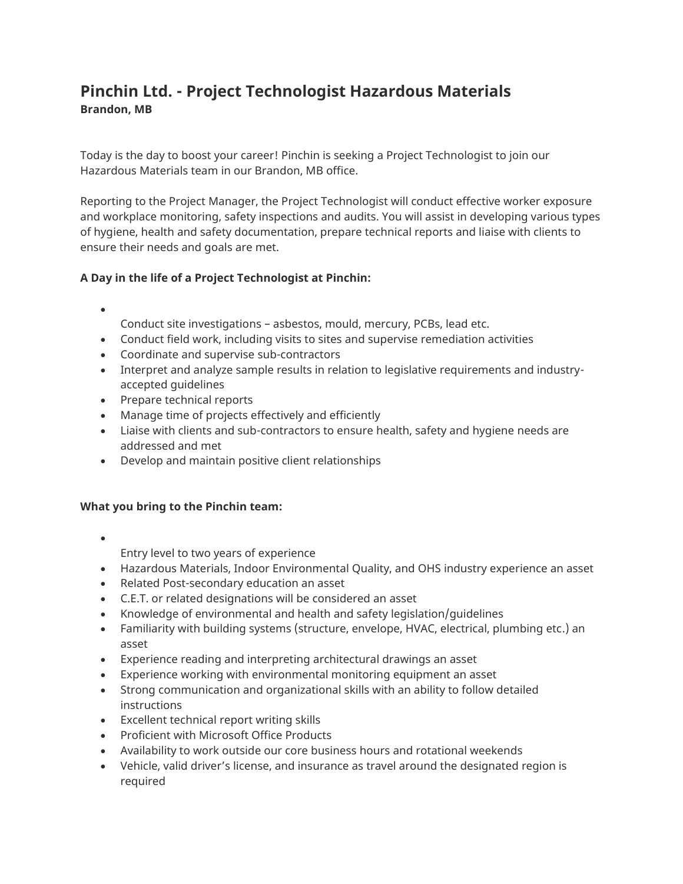# Pinchin Ltd. - Project Technologist Hazardous Materials

**Brandon, MB**

Today is the day to boost your career! Pinchin is seeking a Project Technologist to join our Hazardous Materials team in our Brandon, MB office.

Reporting to the Project Manager, the Project Technologist will conduct effective worker exposure and workplace monitoring, safety inspections and audits. You will assist in developing various types of hygiene, health and safety documentation, prepare technical reports and liaise with clients to ensure their needs and goals are met.

**A Day in the life of a Project Technologist at Pinchin:**

- Conduct site investigations – asbestos, mould, mercury, PCBs, lead etc.
- Conduct field work, including visits to sites and supervise remediation activities
- Coordinate and supervise sub-contractors
- Interpret and analyze sample results in relation to legislative requirements and industry-accepted guidelines
- Prepare technical reports
- Manage time of projects effectively and efficiently
- Liaise with clients and sub-contractors to ensure health, safety and hygiene needs are addressed and met
- Develop and maintain positive client relationships

**What you bring to the Pinchin team:**

- Entry level to two years of experience
- Hazardous Materials, Indoor Environmental Quality, and OHS industry experience an asset
- Related Post-secondary education an asset
- C.E.T. or related designations will be considered an asset
- Knowledge of environmental and health and safety legislation/guidelines
- Familiarity with building systems (structure, envelope, HVAC, electrical, plumbing etc.) an asset
- Experience reading and interpreting architectural drawings an asset
- Experience working with environmental monitoring equipment an asset
- Strong communication and organizational skills with an ability to follow detailed instructions
- Excellent technical report writing skills
- Proficient with Microsoft Office Products
- Availability to work outside our core business hours and rotational weekends
- Vehicle, valid driver's license, and insurance as travel around the designated region is required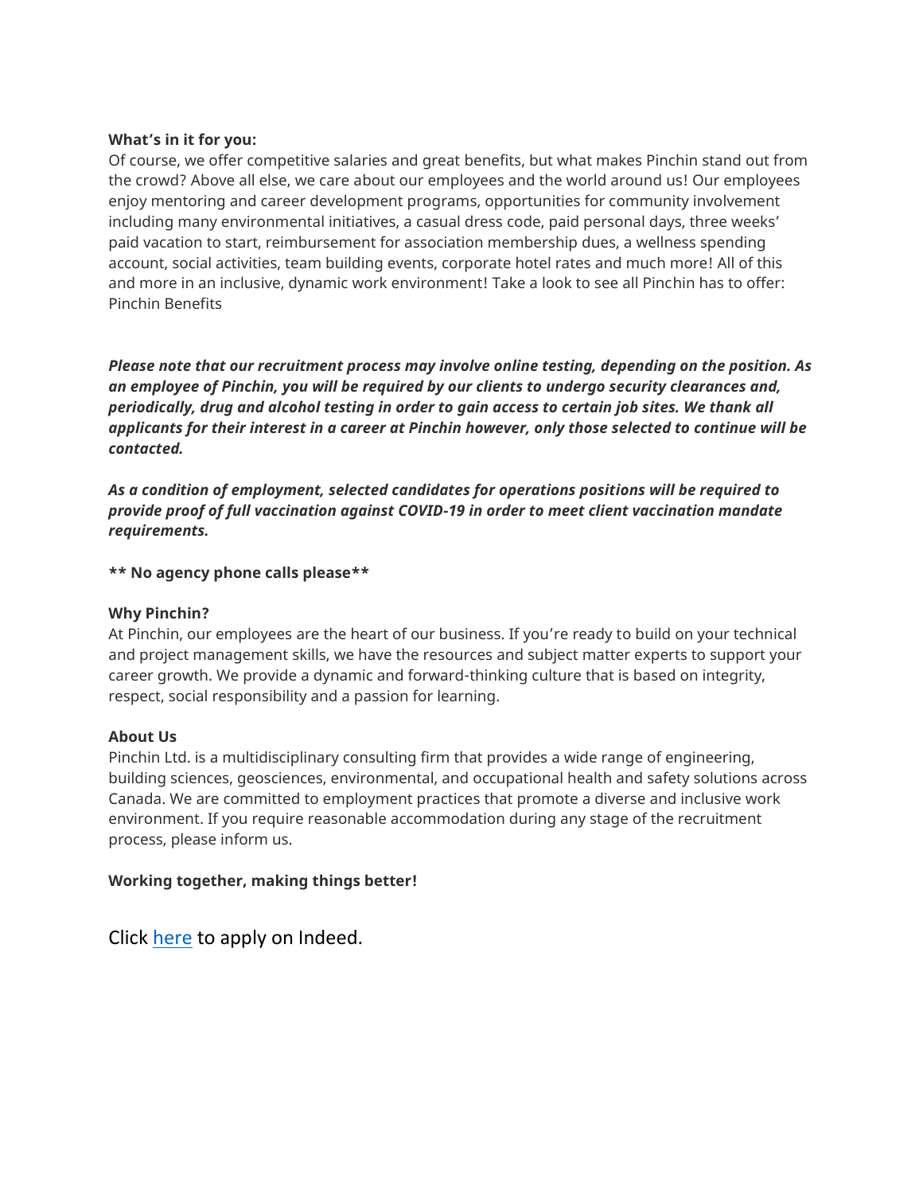**What's in it for you:**
Of course, we offer competitive salaries and great benefits, but what makes Pinchin stand out from the crowd? Above all else, we care about our employees and the world around us! Our employees enjoy mentoring and career development programs, opportunities for community involvement including many environmental initiatives, a casual dress code, paid personal days, three weeks' paid vacation to start, reimbursement for association membership dues, a wellness spending account, social activities, team building events, corporate hotel rates and much more! All of this and more in an inclusive, dynamic work environment! Take a look to see all Pinchin has to offer: Pinchin Benefits

***Please note that our recruitment process may involve online testing, depending on the position. As an employee of Pinchin, you will be required by our clients to undergo security clearances and, periodically, drug and alcohol testing in order to gain access to certain job sites. We thank all applicants for their interest in a career at Pinchin however, only those selected to continue will be contacted.***

***As a condition of employment, selected candidates for operations positions will be required to provide proof of full vaccination against COVID-19 in order to meet client vaccination mandate requirements.***

**** No agency phone calls please****

**Why Pinchin?**
At Pinchin, our employees are the heart of our business. If you're ready to build on your technical and project management skills, we have the resources and subject matter experts to support your career growth. We provide a dynamic and forward-thinking culture that is based on integrity, respect, social responsibility and a passion for learning.

**About Us**
Pinchin Ltd. is a multidisciplinary consulting firm that provides a wide range of engineering, building sciences, geosciences, environmental, and occupational health and safety solutions across Canada. We are committed to employment practices that promote a diverse and inclusive work environment. If you require reasonable accommodation during any stage of the recruitment process, please inform us.

**Working together, making things better!**

Click here to apply on Indeed.